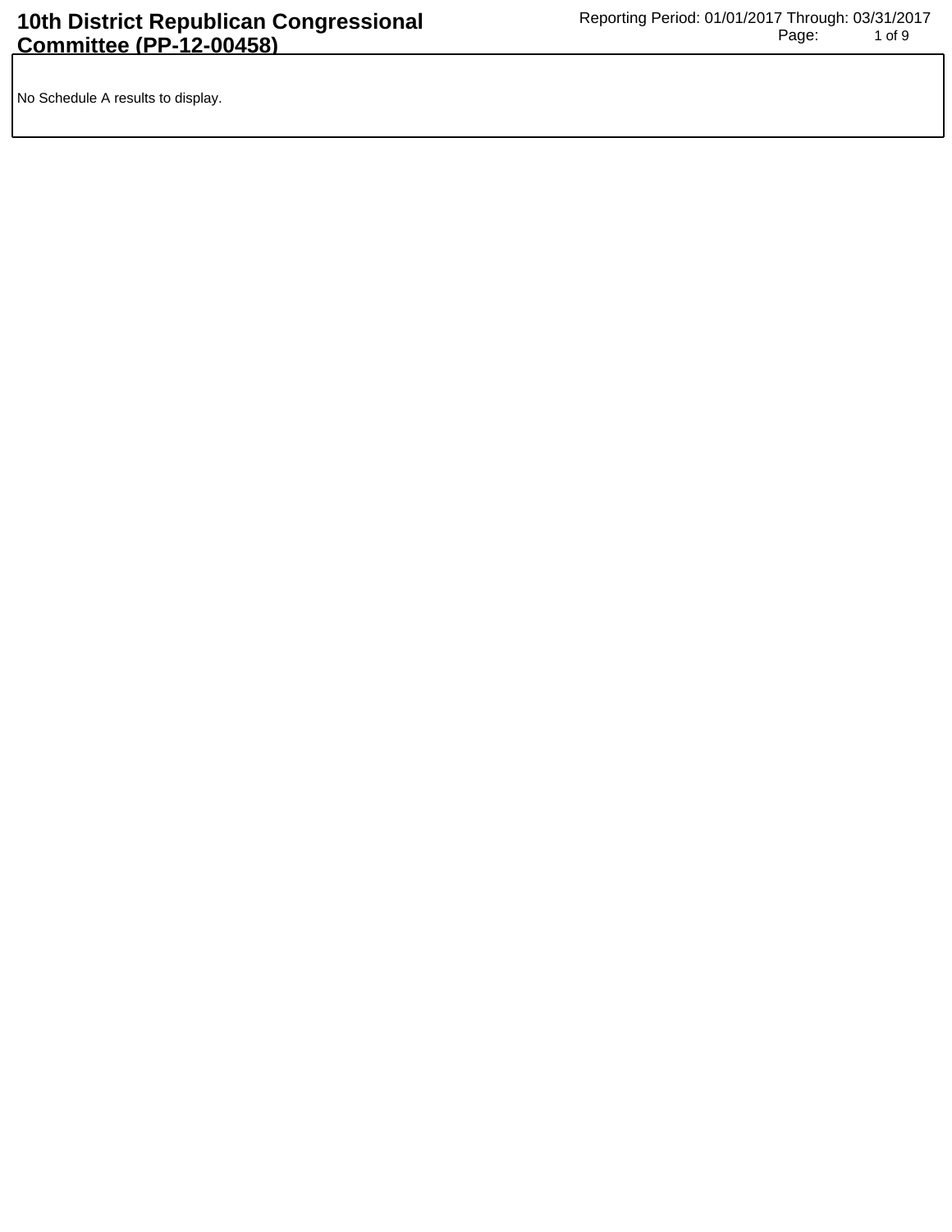# 10th District Republican Congressional Committee (PP-12-00458)

Reporting Period: 01/01/2017 Through: 03/31/2017

No Schedule A results to display.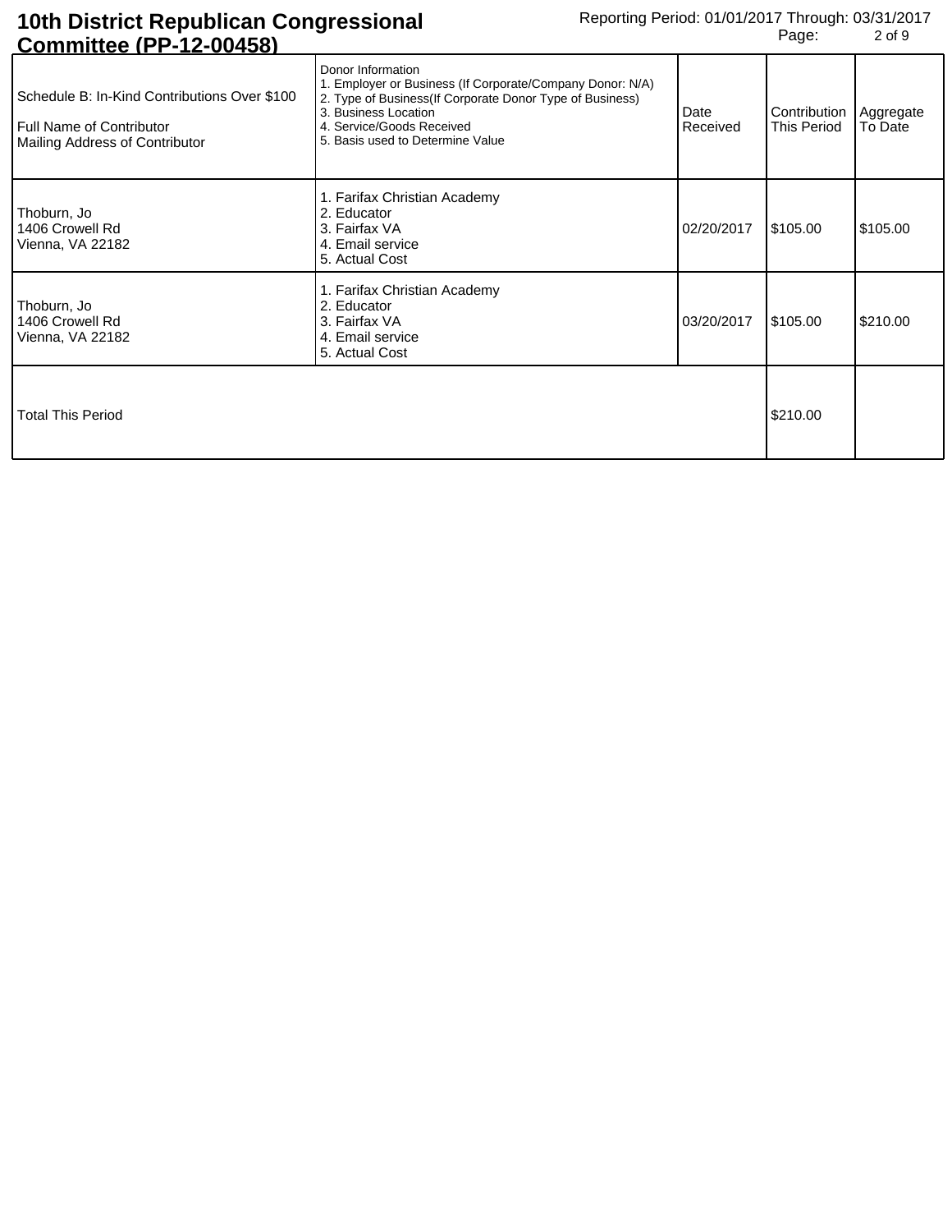# 10th District Republican Congressional Committee (PP-12-00458)

Reporting Period: 01/01/2017 Through: 03/31/2017

| Schedule B: In-Kind Contributions Over $100<br>Full Name of Contributor<br>Mailing Address of Contributor | Donor Information<br>1. Employer or Business (If Corporate/Company Donor: N/A)<br>2. Type of Business(If Corporate Donor Type of Business)<br>3. Business Location<br>4. Service/Goods Received<br>5. Basis used to Determine Value | Date Received | Contribution This Period | Aggregate To Date |
|---|---|---|---|---|
| Thoburn, Jo<br>1406 Crowell Rd<br>Vienna, VA 22182 | 1. Farifax Christian Academy<br>2. Educator<br>3. Fairfax VA<br>4. Email service<br>5. Actual Cost | 02/20/2017 | $105.00 | $105.00 |
| Thoburn, Jo<br>1406 Crowell Rd<br>Vienna, VA 22182 | 1. Farifax Christian Academy<br>2. Educator<br>3. Fairfax VA<br>4. Email service<br>5. Actual Cost | 03/20/2017 | $105.00 | $210.00 |
| Total This Period | | | $210.00 | |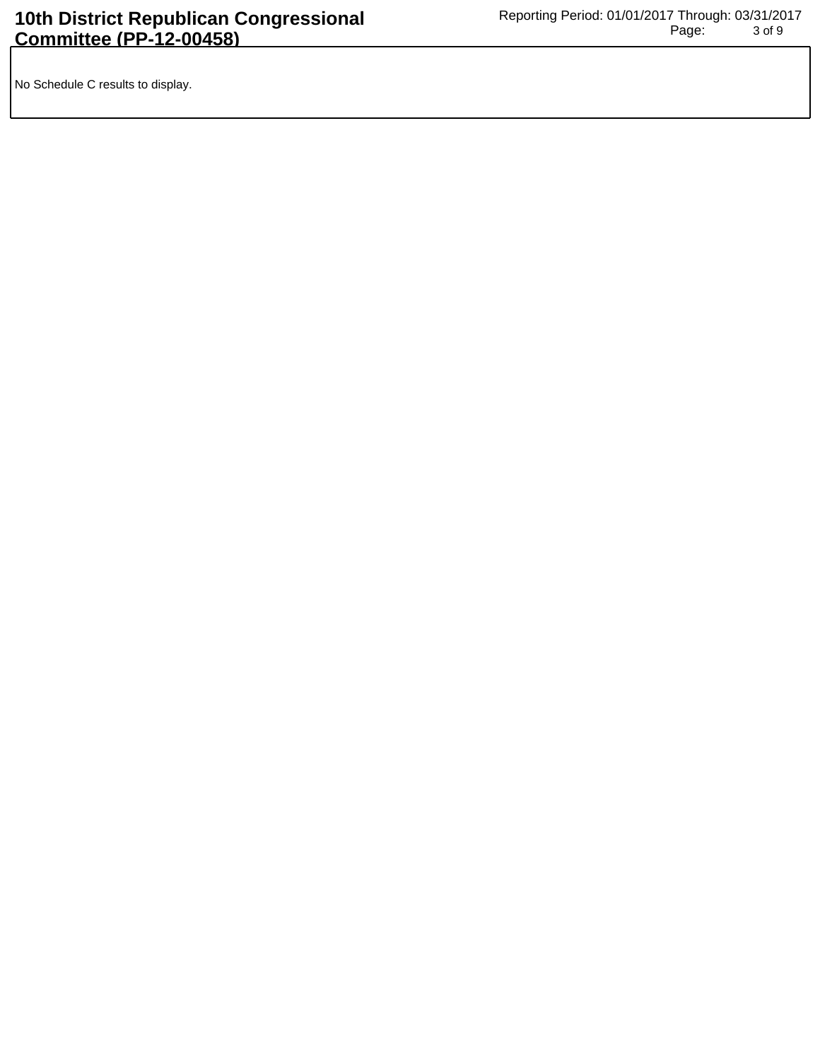No Schedule C results to display.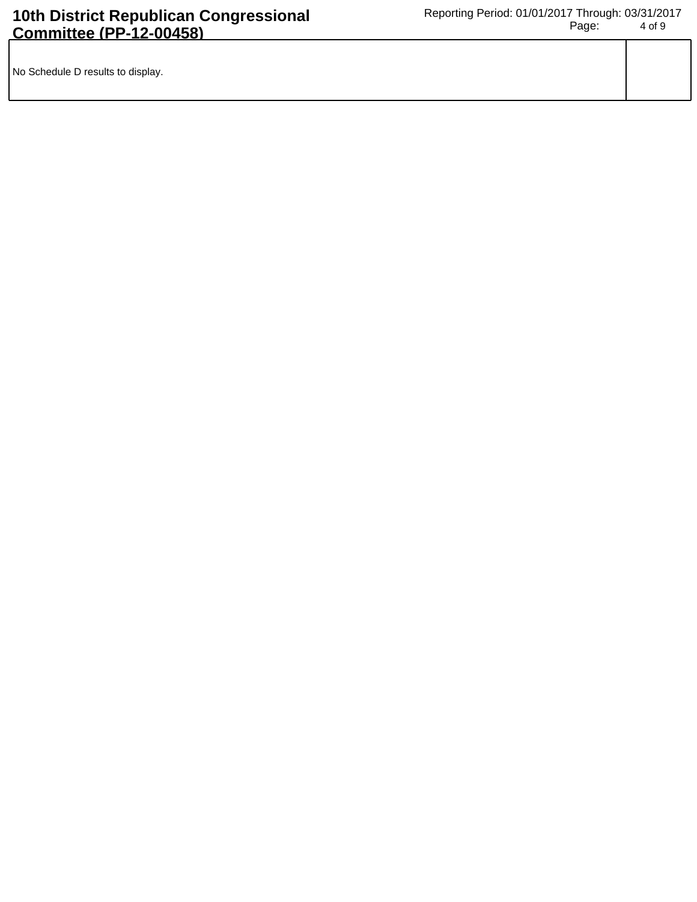| No Schedule D results to display. | |
| --- | --- |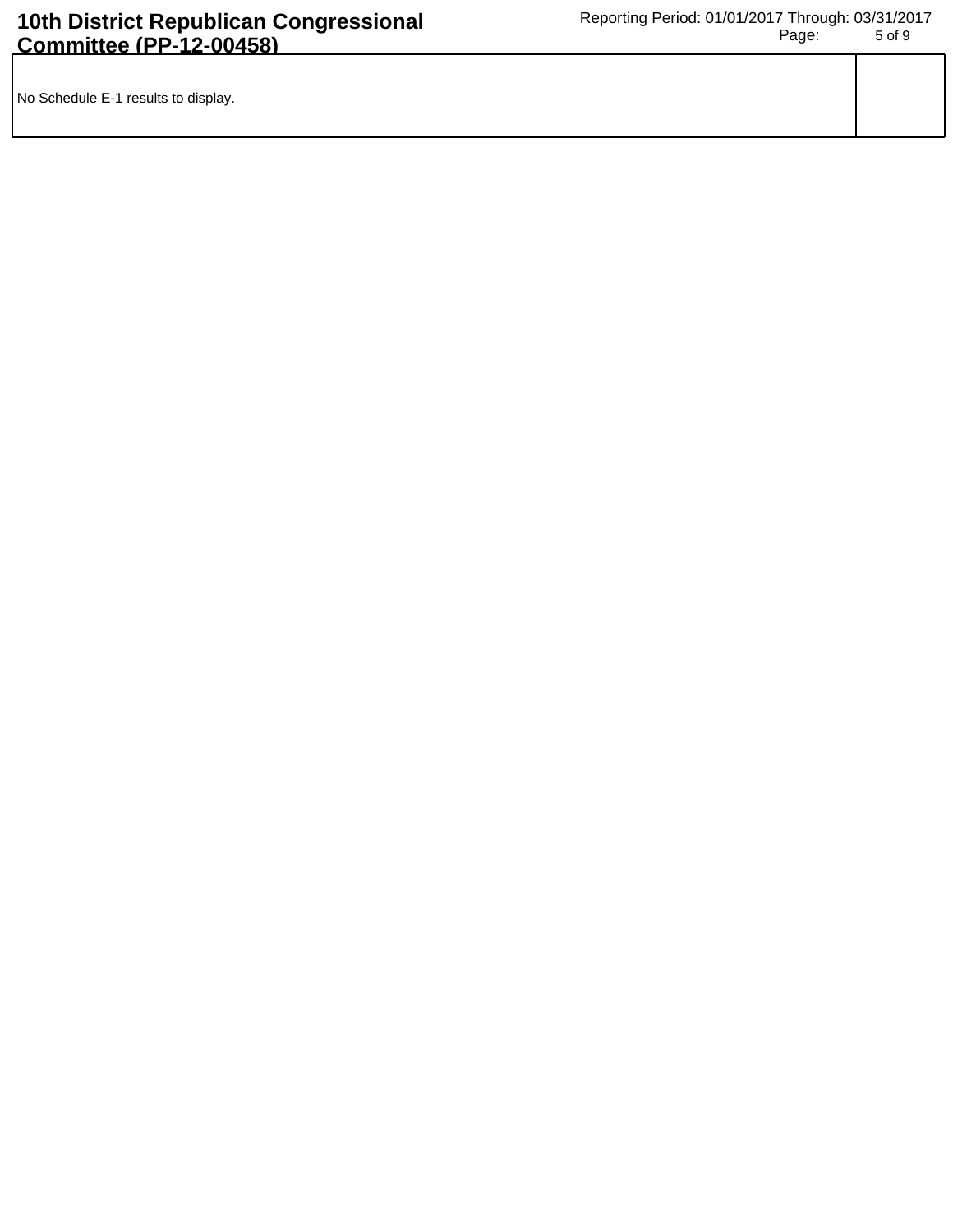| No Schedule E-1 results to display. | |
|---|---|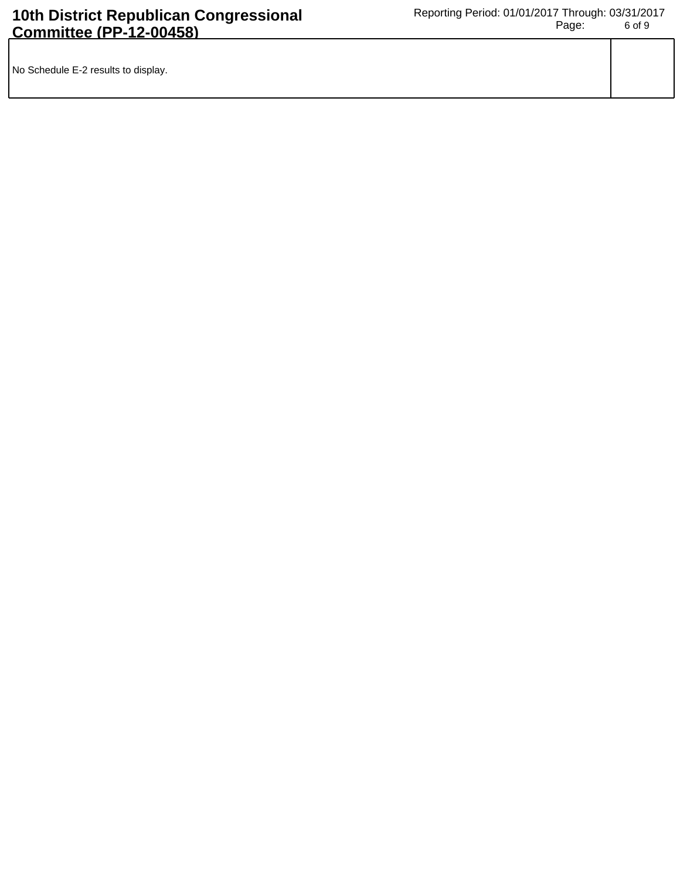No Schedule E-2 results to display.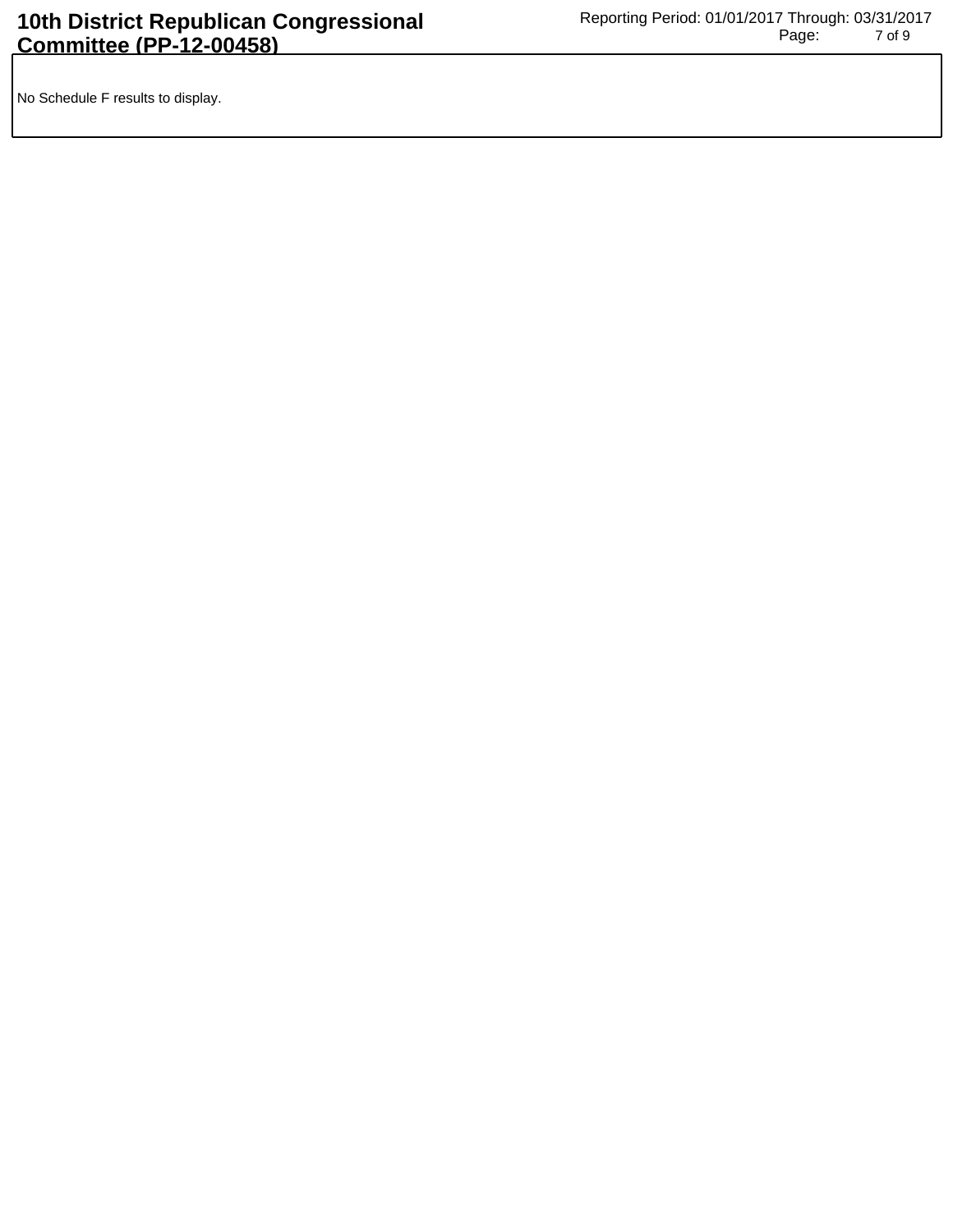No Schedule F results to display.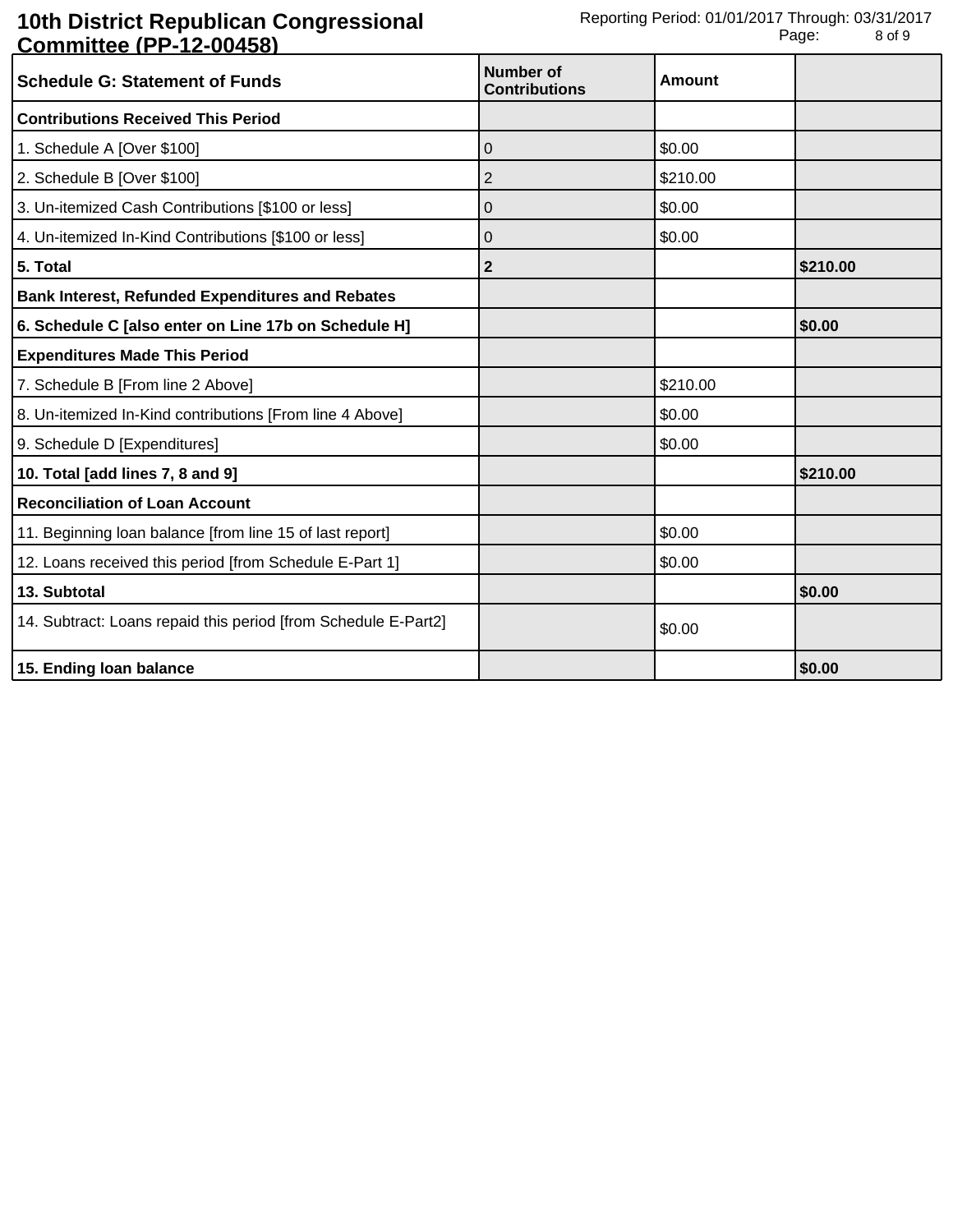# 10th District Republican Congressional Committee (PP-12-00458)

Reporting Period: 01/01/2017 Through: 03/31/2017

| Schedule G: Statement of Funds | Number of Contributions | Amount | |
|---|---|---|---|
| **Contributions Received This Period** | | | |
| 1. Schedule A [Over $100] | 0 | $0.00 | |
| 2. Schedule B [Over $100] | 2 | $210.00 | |
| 3. Un-itemized Cash Contributions [$100 or less] | 0 | $0.00 | |
| 4. Un-itemized In-Kind Contributions [$100 or less] | 0 | $0.00 | |
| **5. Total** | **2** | | **$210.00** |
| **Bank Interest, Refunded Expenditures and Rebates** | | | |
| **6. Schedule C [also enter on Line 17b on Schedule H]** | | | **$0.00** |
| **Expenditures Made This Period** | | | |
| 7. Schedule B [From line 2 Above] | | $210.00 | |
| 8. Un-itemized In-Kind contributions [From line 4 Above] | | $0.00 | |
| 9. Schedule D [Expenditures] | | $0.00 | |
| **10. Total [add lines 7, 8 and 9]** | | | **$210.00** |
| **Reconciliation of Loan Account** | | | |
| 11. Beginning loan balance [from line 15 of last report] | | $0.00 | |
| 12. Loans received this period [from Schedule E-Part 1] | | $0.00 | |
| **13. Subtotal** | | | **$0.00** |
| 14. Subtract: Loans repaid this period [from Schedule E-Part2] | | $0.00 | |
| **15. Ending loan balance** | | | **$0.00** |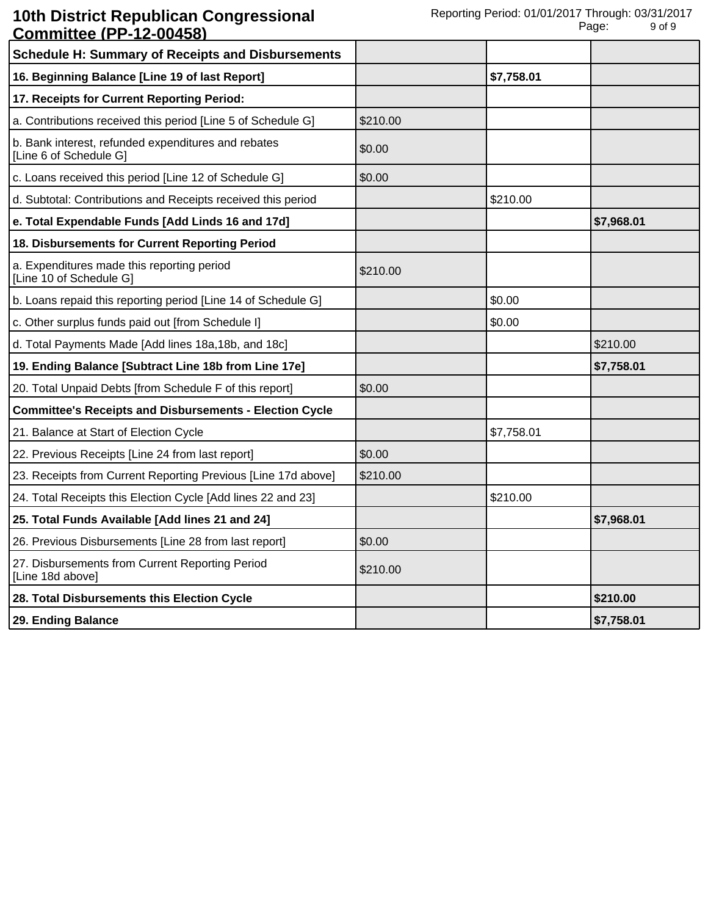# 10th District Republican Congressional Committee (PP-12-00458)

Reporting Period: 01/01/2017 Through: 03/31/2017

| Schedule H: Summary of Receipts and Disbursements | | | |
|---|---|---|---|
| **16. Beginning Balance [Line 19 of last Report]** | | **$7,758.01** | |
| **17. Receipts for Current Reporting Period:** | | | |
| a. Contributions received this period [Line 5 of Schedule G] | $210.00 | | |
| b. Bank interest, refunded expenditures and rebates [Line 6 of Schedule G] | $0.00 | | |
| c. Loans received this period [Line 12 of Schedule G] | $0.00 | | |
| d. Subtotal: Contributions and Receipts received this period | | $210.00 | |
| **e. Total Expendable Funds [Add Linds 16 and 17d]** | | | **$7,968.01** |
| **18. Disbursements for Current Reporting Period** | | | |
| a. Expenditures made this reporting period [Line 10 of Schedule G] | $210.00 | | |
| b. Loans repaid this reporting period [Line 14 of Schedule G] | | $0.00 | |
| c. Other surplus funds paid out [from Schedule I] | | $0.00 | |
| d. Total Payments Made [Add lines 18a,18b, and 18c] | | | $210.00 |
| **19. Ending Balance [Subtract Line 18b from Line 17e]** | | | **$7,758.01** |
| 20. Total Unpaid Debts [from Schedule F of this report] | $0.00 | | |
| **Committee's Receipts and Disbursements - Election Cycle** | | | |
| 21. Balance at Start of Election Cycle | | $7,758.01 | |
| 22. Previous Receipts [Line 24 from last report] | $0.00 | | |
| 23. Receipts from Current Reporting Previous [Line 17d above] | $210.00 | | |
| 24. Total Receipts this Election Cycle [Add lines 22 and 23] | | $210.00 | |
| **25. Total Funds Available [Add lines 21 and 24]** | | | **$7,968.01** |
| 26. Previous Disbursements [Line 28 from last report] | $0.00 | | |
| 27. Disbursements from Current Reporting Period [Line 18d above] | $210.00 | | |
| **28. Total Disbursements this Election Cycle** | | | **$210.00** |
| **29. Ending Balance** | | | **$7,758.01** |